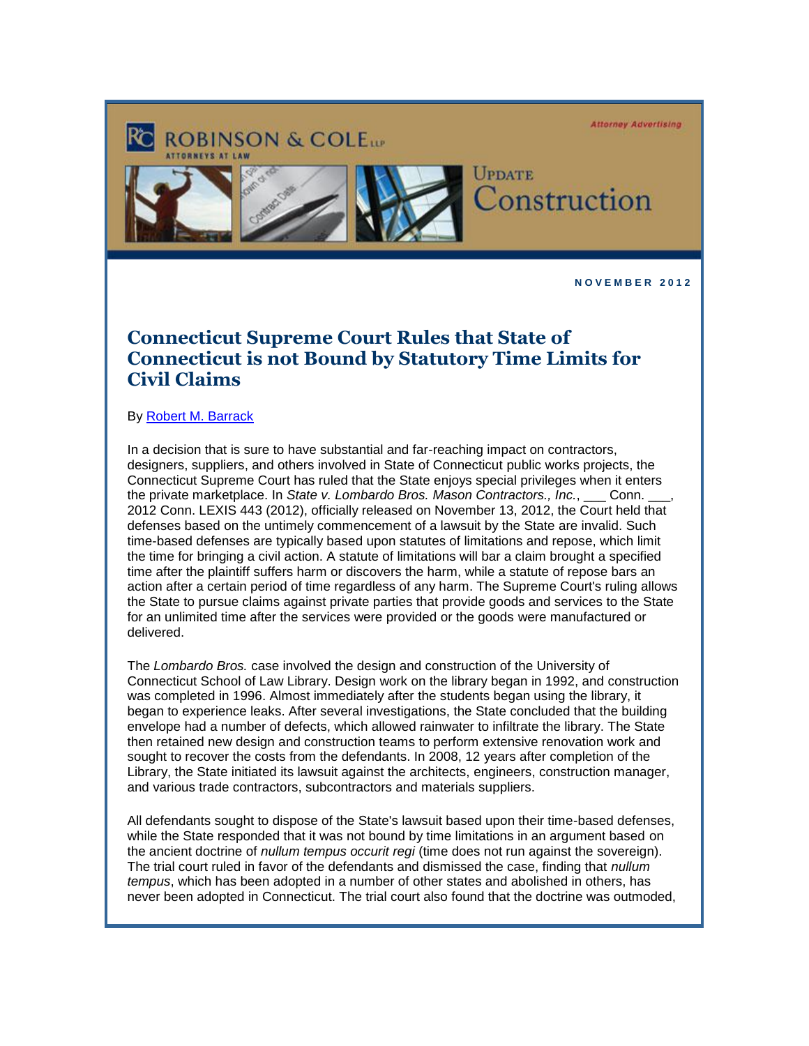ROBINSON & COLE LLP
ATTORNEYS AT LAW

Attorney Advertising

UPDATE
Construction

NOVEMBER 2012

# Connecticut Supreme Court Rules that State of Connecticut is not Bound by Statutory Time Limits for Civil Claims

By [Robert M. Barrack]

In a decision that is sure to have substantial and far-reaching impact on contractors, designers, suppliers, and others involved in State of Connecticut public works projects, the Connecticut Supreme Court has ruled that the State enjoys special privileges when it enters the private marketplace. In *State v. Lombardo Bros. Mason Contractors., Inc.*, ___ Conn. ___, 2012 Conn. LEXIS 443 (2012), officially released on November 13, 2012, the Court held that defenses based on the untimely commencement of a lawsuit by the State are invalid. Such time-based defenses are typically based upon statutes of limitations and repose, which limit the time for bringing a civil action. A statute of limitations will bar a claim brought a specified time after the plaintiff suffers harm or discovers the harm, while a statute of repose bars an action after a certain period of time regardless of any harm. The Supreme Court's ruling allows the State to pursue claims against private parties that provide goods and services to the State for an unlimited time after the services were provided or the goods were manufactured or delivered.

The *Lombardo Bros.* case involved the design and construction of the University of Connecticut School of Law Library. Design work on the library began in 1992, and construction was completed in 1996. Almost immediately after the students began using the library, it began to experience leaks. After several investigations, the State concluded that the building envelope had a number of defects, which allowed rainwater to infiltrate the library. The State then retained new design and construction teams to perform extensive renovation work and sought to recover the costs from the defendants. In 2008, 12 years after completion of the Library, the State initiated its lawsuit against the architects, engineers, construction manager, and various trade contractors, subcontractors and materials suppliers.

All defendants sought to dispose of the State's lawsuit based upon their time-based defenses, while the State responded that it was not bound by time limitations in an argument based on the ancient doctrine of *nullum tempus occurit regi* (time does not run against the sovereign). The trial court ruled in favor of the defendants and dismissed the case, finding that *nullum tempus*, which has been adopted in a number of other states and abolished in others, has never been adopted in Connecticut. The trial court also found that the doctrine was outmoded,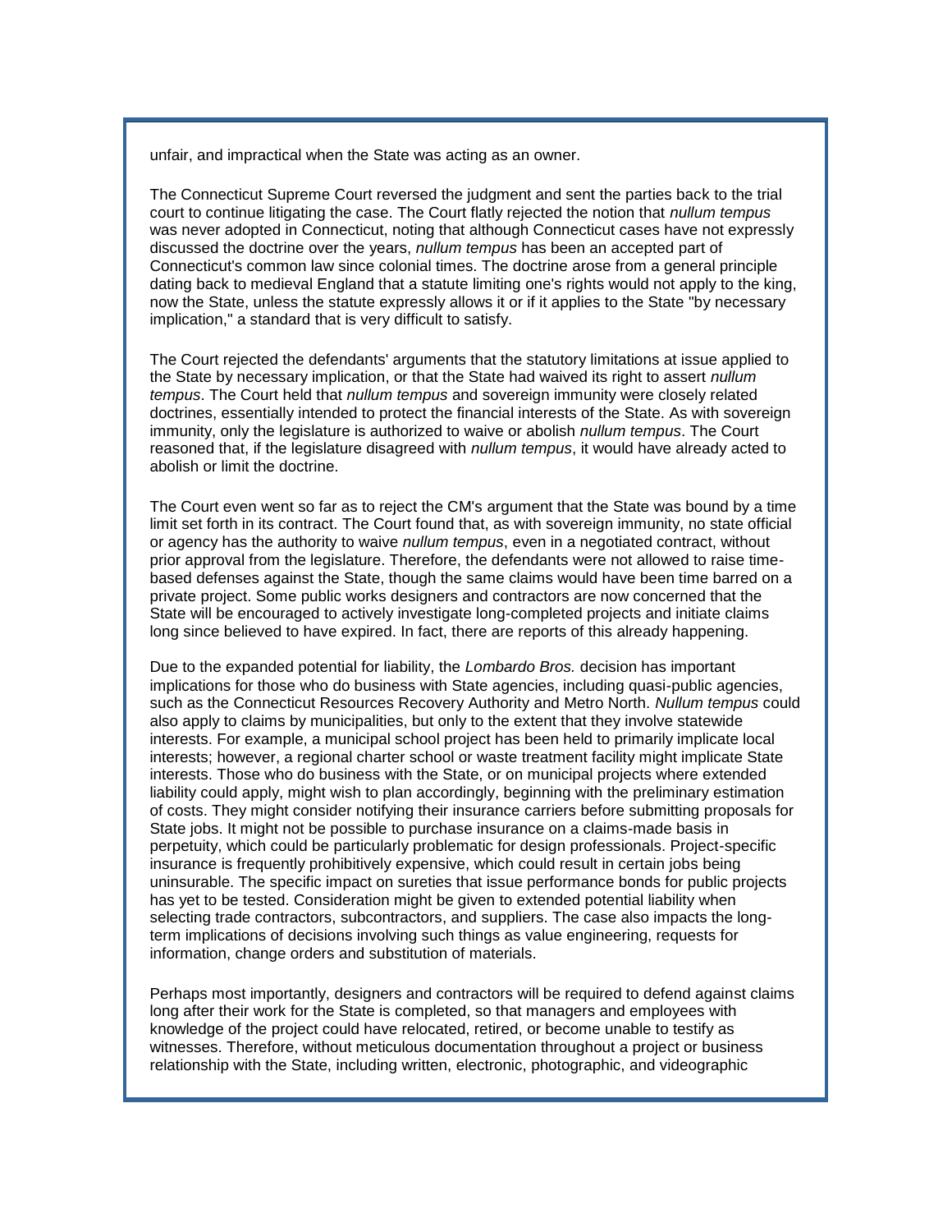unfair, and impractical when the State was acting as an owner.

The Connecticut Supreme Court reversed the judgment and sent the parties back to the trial court to continue litigating the case. The Court flatly rejected the notion that *nullum tempus* was never adopted in Connecticut, noting that although Connecticut cases have not expressly discussed the doctrine over the years, *nullum tempus* has been an accepted part of Connecticut's common law since colonial times. The doctrine arose from a general principle dating back to medieval England that a statute limiting one's rights would not apply to the king, now the State, unless the statute expressly allows it or if it applies to the State "by necessary implication," a standard that is very difficult to satisfy.

The Court rejected the defendants' arguments that the statutory limitations at issue applied to the State by necessary implication, or that the State had waived its right to assert *nullum tempus*. The Court held that *nullum tempus* and sovereign immunity were closely related doctrines, essentially intended to protect the financial interests of the State. As with sovereign immunity, only the legislature is authorized to waive or abolish *nullum tempus*. The Court reasoned that, if the legislature disagreed with *nullum tempus*, it would have already acted to abolish or limit the doctrine.

The Court even went so far as to reject the CM's argument that the State was bound by a time limit set forth in its contract. The Court found that, as with sovereign immunity, no state official or agency has the authority to waive *nullum tempus*, even in a negotiated contract, without prior approval from the legislature. Therefore, the defendants were not allowed to raise time-based defenses against the State, though the same claims would have been time barred on a private project. Some public works designers and contractors are now concerned that the State will be encouraged to actively investigate long-completed projects and initiate claims long since believed to have expired. In fact, there are reports of this already happening.

Due to the expanded potential for liability, the *Lombardo Bros.* decision has important implications for those who do business with State agencies, including quasi-public agencies, such as the Connecticut Resources Recovery Authority and Metro North. *Nullum tempus* could also apply to claims by municipalities, but only to the extent that they involve statewide interests. For example, a municipal school project has been held to primarily implicate local interests; however, a regional charter school or waste treatment facility might implicate State interests. Those who do business with the State, or on municipal projects where extended liability could apply, might wish to plan accordingly, beginning with the preliminary estimation of costs. They might consider notifying their insurance carriers before submitting proposals for State jobs. It might not be possible to purchase insurance on a claims-made basis in perpetuity, which could be particularly problematic for design professionals. Project-specific insurance is frequently prohibitively expensive, which could result in certain jobs being uninsurable. The specific impact on sureties that issue performance bonds for public projects has yet to be tested. Consideration might be given to extended potential liability when selecting trade contractors, subcontractors, and suppliers. The case also impacts the long-term implications of decisions involving such things as value engineering, requests for information, change orders and substitution of materials.

Perhaps most importantly, designers and contractors will be required to defend against claims long after their work for the State is completed, so that managers and employees with knowledge of the project could have relocated, retired, or become unable to testify as witnesses. Therefore, without meticulous documentation throughout a project or business relationship with the State, including written, electronic, photographic, and videographic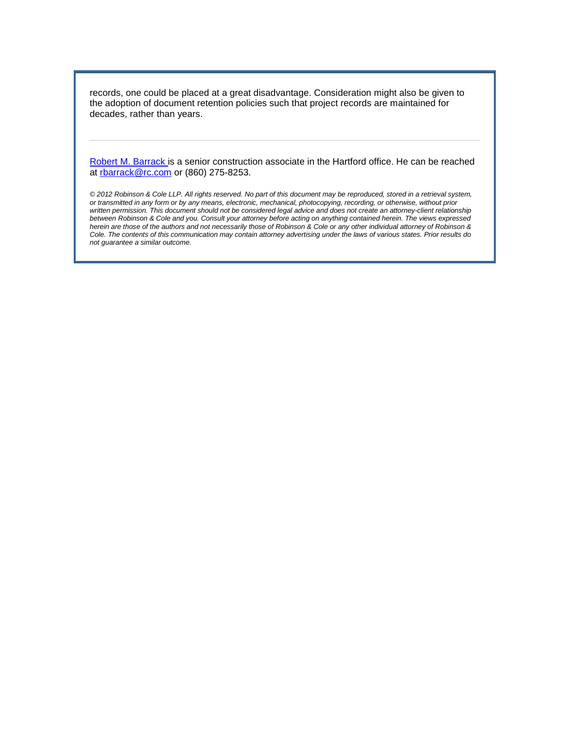records, one could be placed at a great disadvantage. Consideration might also be given to the adoption of document retention policies such that project records are maintained for decades, rather than years.

---

Robert M. Barrack is a senior construction associate in the Hartford office. He can be reached at rbarrack@rc.com or (860) 275-8253.

*© 2012 Robinson & Cole LLP. All rights reserved. No part of this document may be reproduced, stored in a retrieval system, or transmitted in any form or by any means, electronic, mechanical, photocopying, recording, or otherwise, without prior written permission. This document should not be considered legal advice and does not create an attorney-client relationship between Robinson & Cole and you. Consult your attorney before acting on anything contained herein. The views expressed herein are those of the authors and not necessarily those of Robinson & Cole or any other individual attorney of Robinson & Cole. The contents of this communication may contain attorney advertising under the laws of various states. Prior results do not guarantee a similar outcome.*